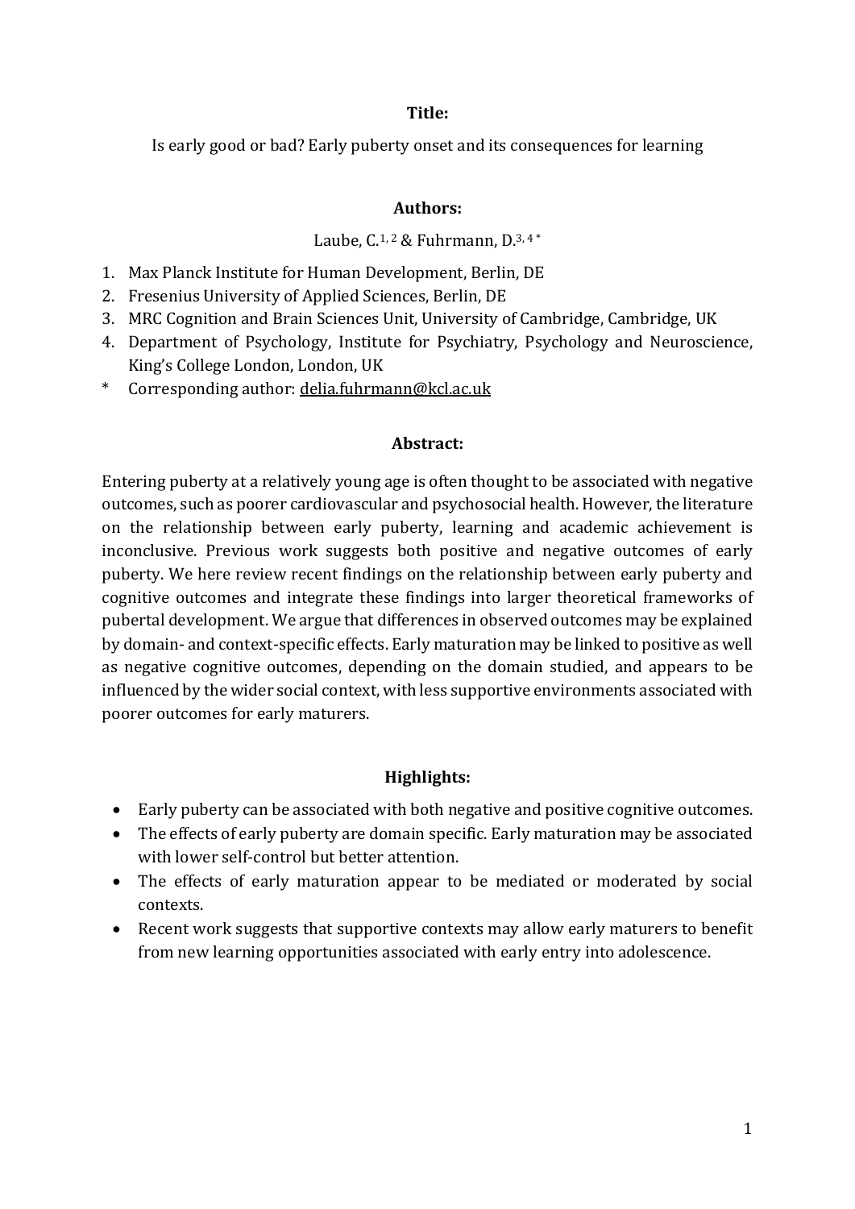**Title:**

Is early good or bad? Early puberty onset and its consequences for learning

**Authors:**

Laube, C.[1, 2] & Fuhrmann, D.[3, 4 *]

1. Max Planck Institute for Human Development, Berlin, DE
2. Fresenius University of Applied Sciences, Berlin, DE
3. MRC Cognition and Brain Sciences Unit, University of Cambridge, Cambridge, UK
4. Department of Psychology, Institute for Psychiatry, Psychology and Neuroscience, King's College London, London, UK

\* Corresponding author: delia.fuhrmann@kcl.ac.uk

**Abstract:**

Entering puberty at a relatively young age is often thought to be associated with negative outcomes, such as poorer cardiovascular and psychosocial health. However, the literature on the relationship between early puberty, learning and academic achievement is inconclusive. Previous work suggests both positive and negative outcomes of early puberty. We here review recent findings on the relationship between early puberty and cognitive outcomes and integrate these findings into larger theoretical frameworks of pubertal development. We argue that differences in observed outcomes may be explained by domain- and context-specific effects. Early maturation may be linked to positive as well as negative cognitive outcomes, depending on the domain studied, and appears to be influenced by the wider social context, with less supportive environments associated with poorer outcomes for early maturers.

**Highlights:**

- Early puberty can be associated with both negative and positive cognitive outcomes.
- The effects of early puberty are domain specific. Early maturation may be associated with lower self-control but better attention.
- The effects of early maturation appear to be mediated or moderated by social contexts.
- Recent work suggests that supportive contexts may allow early maturers to benefit from new learning opportunities associated with early entry into adolescence.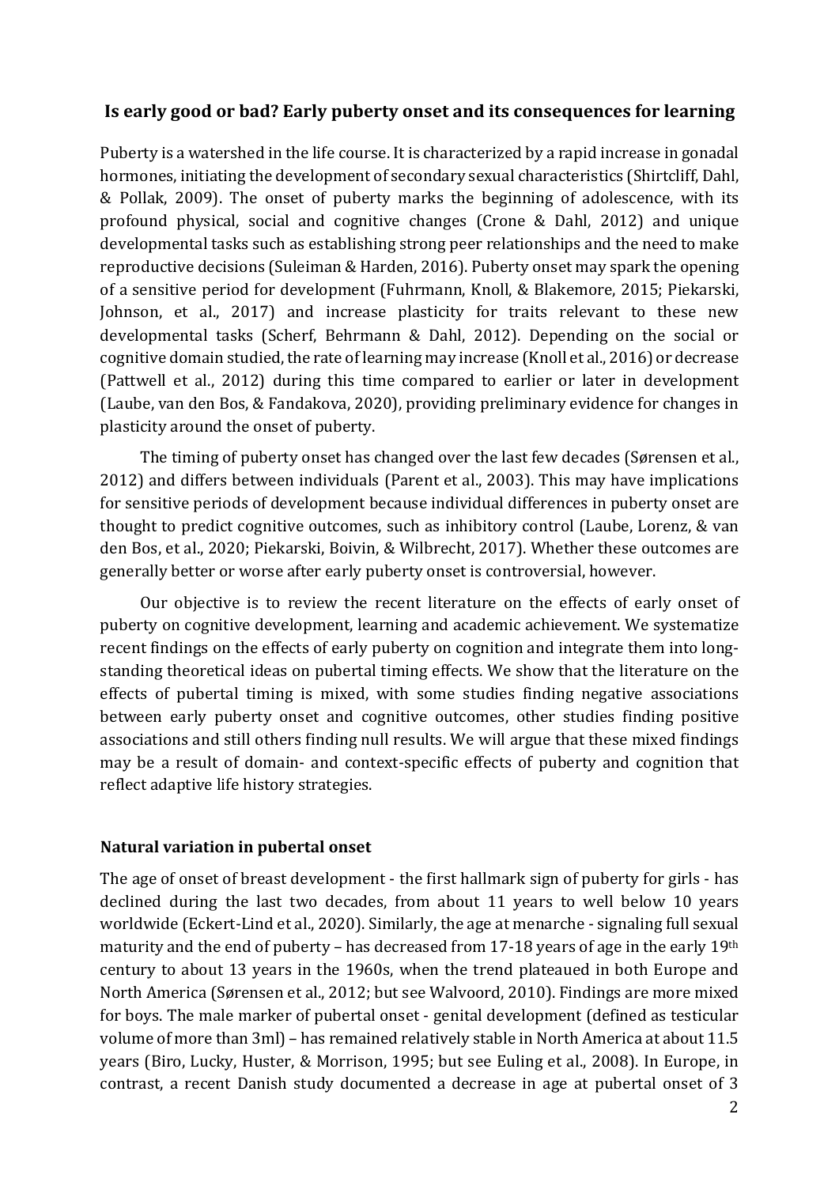## Is early good or bad? Early puberty onset and its consequences for learning

Puberty is a watershed in the life course. It is characterized by a rapid increase in gonadal hormones, initiating the development of secondary sexual characteristics (Shirtcliff, Dahl, & Pollak, 2009). The onset of puberty marks the beginning of adolescence, with its profound physical, social and cognitive changes (Crone & Dahl, 2012) and unique developmental tasks such as establishing strong peer relationships and the need to make reproductive decisions (Suleiman & Harden, 2016). Puberty onset may spark the opening of a sensitive period for development (Fuhrmann, Knoll, & Blakemore, 2015; Piekarski, Johnson, et al., 2017) and increase plasticity for traits relevant to these new developmental tasks (Scherf, Behrmann & Dahl, 2012). Depending on the social or cognitive domain studied, the rate of learning may increase (Knoll et al., 2016) or decrease (Pattwell et al., 2012) during this time compared to earlier or later in development (Laube, van den Bos, & Fandakova, 2020), providing preliminary evidence for changes in plasticity around the onset of puberty.

The timing of puberty onset has changed over the last few decades (Sørensen et al., 2012) and differs between individuals (Parent et al., 2003). This may have implications for sensitive periods of development because individual differences in puberty onset are thought to predict cognitive outcomes, such as inhibitory control (Laube, Lorenz, & van den Bos, et al., 2020; Piekarski, Boivin, & Wilbrecht, 2017). Whether these outcomes are generally better or worse after early puberty onset is controversial, however.

Our objective is to review the recent literature on the effects of early onset of puberty on cognitive development, learning and academic achievement. We systematize recent findings on the effects of early puberty on cognition and integrate them into long-standing theoretical ideas on pubertal timing effects. We show that the literature on the effects of pubertal timing is mixed, with some studies finding negative associations between early puberty onset and cognitive outcomes, other studies finding positive associations and still others finding null results. We will argue that these mixed findings may be a result of domain- and context-specific effects of puberty and cognition that reflect adaptive life history strategies.

### Natural variation in pubertal onset

The age of onset of breast development - the first hallmark sign of puberty for girls - has declined during the last two decades, from about 11 years to well below 10 years worldwide (Eckert-Lind et al., 2020). Similarly, the age at menarche - signaling full sexual maturity and the end of puberty – has decreased from 17-18 years of age in the early 19th century to about 13 years in the 1960s, when the trend plateaued in both Europe and North America (Sørensen et al., 2012; but see Walvoord, 2010). Findings are more mixed for boys. The male marker of pubertal onset - genital development (defined as testicular volume of more than 3ml) – has remained relatively stable in North America at about 11.5 years (Biro, Lucky, Huster, & Morrison, 1995; but see Euling et al., 2008). In Europe, in contrast, a recent Danish study documented a decrease in age at pubertal onset of 3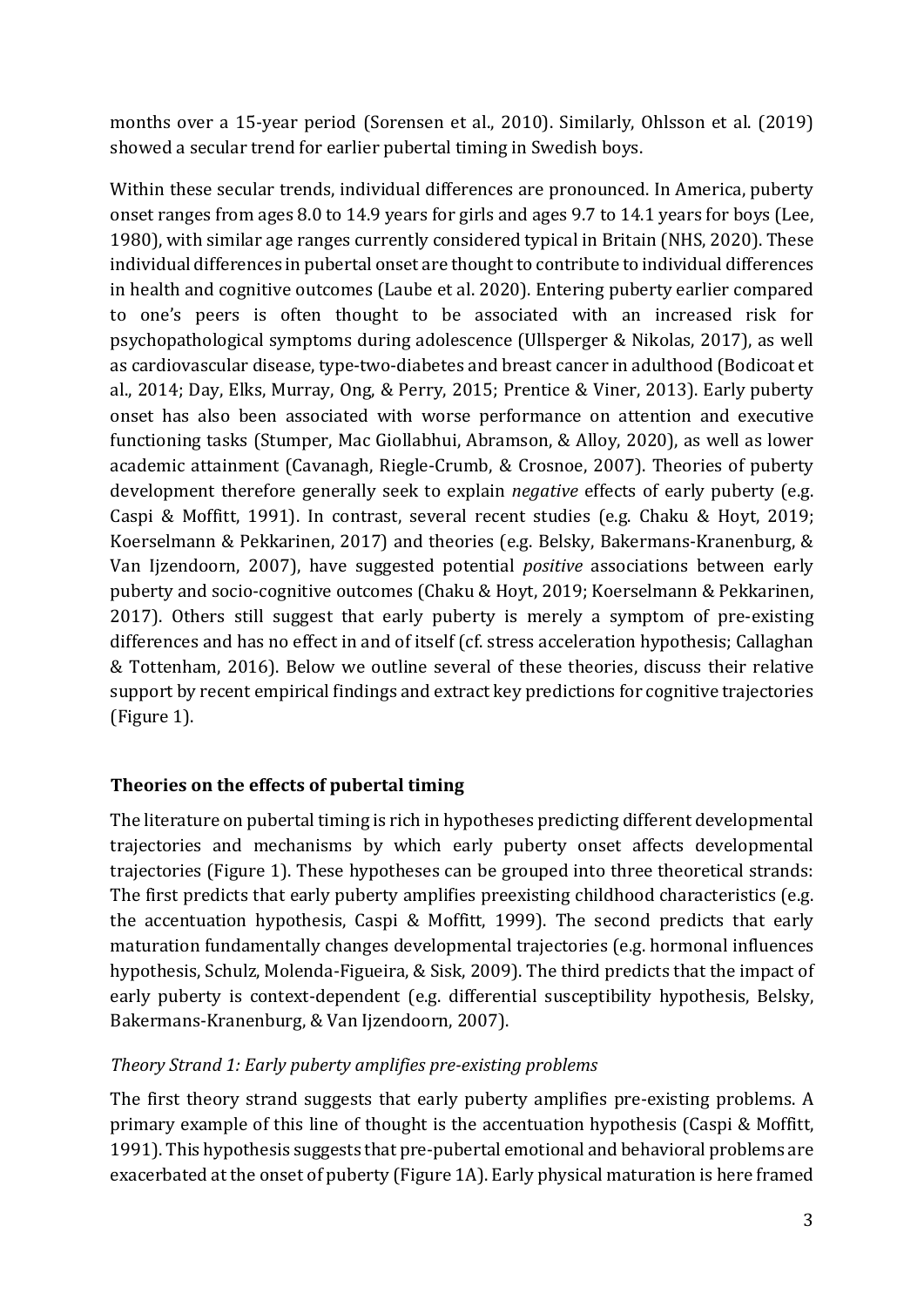months over a 15-year period (Sorensen et al., 2010). Similarly, Ohlsson et al. (2019) showed a secular trend for earlier pubertal timing in Swedish boys.

Within these secular trends, individual differences are pronounced. In America, puberty onset ranges from ages 8.0 to 14.9 years for girls and ages 9.7 to 14.1 years for boys (Lee, 1980), with similar age ranges currently considered typical in Britain (NHS, 2020). These individual differences in pubertal onset are thought to contribute to individual differences in health and cognitive outcomes (Laube et al. 2020). Entering puberty earlier compared to one's peers is often thought to be associated with an increased risk for psychopathological symptoms during adolescence (Ullsperger & Nikolas, 2017), as well as cardiovascular disease, type-two-diabetes and breast cancer in adulthood (Bodicoat et al., 2014; Day, Elks, Murray, Ong, & Perry, 2015; Prentice & Viner, 2013). Early puberty onset has also been associated with worse performance on attention and executive functioning tasks (Stumper, Mac Giollabhui, Abramson, & Alloy, 2020), as well as lower academic attainment (Cavanagh, Riegle-Crumb, & Crosnoe, 2007). Theories of puberty development therefore generally seek to explain *negative* effects of early puberty (e.g. Caspi & Moffitt, 1991). In contrast, several recent studies (e.g. Chaku & Hoyt, 2019; Koerselmann & Pekkarinen, 2017) and theories (e.g. Belsky, Bakermans-Kranenburg, & Van Ijzendoorn, 2007), have suggested potential *positive* associations between early puberty and socio-cognitive outcomes (Chaku & Hoyt, 2019; Koerselmann & Pekkarinen, 2017). Others still suggest that early puberty is merely a symptom of pre-existing differences and has no effect in and of itself (cf. stress acceleration hypothesis; Callaghan & Tottenham, 2016). Below we outline several of these theories, discuss their relative support by recent empirical findings and extract key predictions for cognitive trajectories (Figure 1).

## Theories on the effects of pubertal timing

The literature on pubertal timing is rich in hypotheses predicting different developmental trajectories and mechanisms by which early puberty onset affects developmental trajectories (Figure 1). These hypotheses can be grouped into three theoretical strands: The first predicts that early puberty amplifies preexisting childhood characteristics (e.g. the accentuation hypothesis, Caspi & Moffitt, 1999). The second predicts that early maturation fundamentally changes developmental trajectories (e.g. hormonal influences hypothesis, Schulz, Molenda-Figueira, & Sisk, 2009). The third predicts that the impact of early puberty is context-dependent (e.g. differential susceptibility hypothesis, Belsky, Bakermans-Kranenburg, & Van Ijzendoorn, 2007).

### *Theory Strand 1: Early puberty amplifies pre-existing problems*

The first theory strand suggests that early puberty amplifies pre-existing problems. A primary example of this line of thought is the accentuation hypothesis (Caspi & Moffitt, 1991). This hypothesis suggests that pre-pubertal emotional and behavioral problems are exacerbated at the onset of puberty (Figure 1A). Early physical maturation is here framed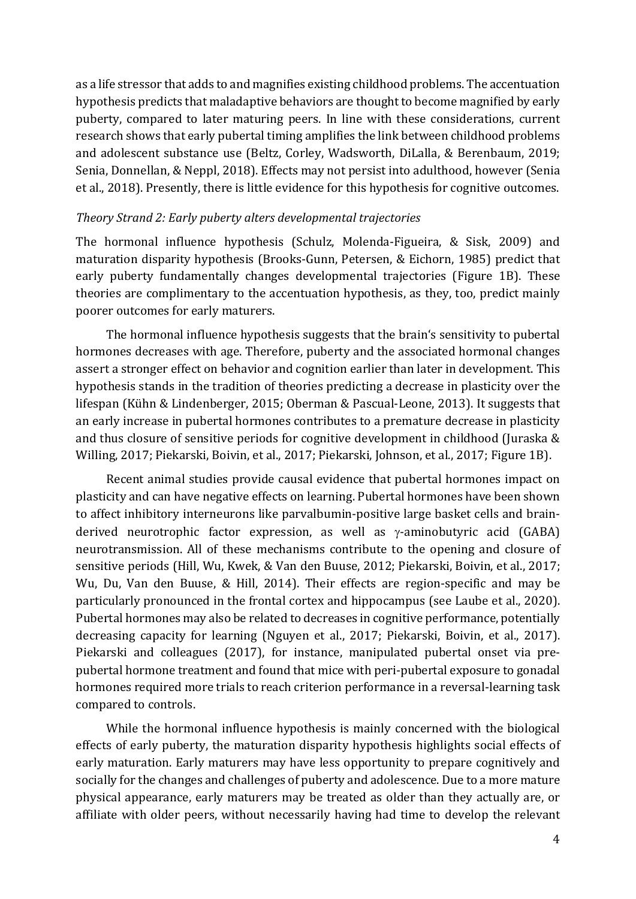as a life stressor that adds to and magnifies existing childhood problems. The accentuation hypothesis predicts that maladaptive behaviors are thought to become magnified by early puberty, compared to later maturing peers. In line with these considerations, current research shows that early pubertal timing amplifies the link between childhood problems and adolescent substance use (Beltz, Corley, Wadsworth, DiLalla, & Berenbaum, 2019; Senia, Donnellan, & Neppl, 2018). Effects may not persist into adulthood, however (Senia et al., 2018). Presently, there is little evidence for this hypothesis for cognitive outcomes.

*Theory Strand 2: Early puberty alters developmental trajectories*

The hormonal influence hypothesis (Schulz, Molenda-Figueira, & Sisk, 2009) and maturation disparity hypothesis (Brooks-Gunn, Petersen, & Eichorn, 1985) predict that early puberty fundamentally changes developmental trajectories (Figure 1B). These theories are complimentary to the accentuation hypothesis, as they, too, predict mainly poorer outcomes for early maturers.

The hormonal influence hypothesis suggests that the brain's sensitivity to pubertal hormones decreases with age. Therefore, puberty and the associated hormonal changes assert a stronger effect on behavior and cognition earlier than later in development. This hypothesis stands in the tradition of theories predicting a decrease in plasticity over the lifespan (Kühn & Lindenberger, 2015; Oberman & Pascual-Leone, 2013). It suggests that an early increase in pubertal hormones contributes to a premature decrease in plasticity and thus closure of sensitive periods for cognitive development in childhood (Juraska & Willing, 2017; Piekarski, Boivin, et al., 2017; Piekarski, Johnson, et al., 2017; Figure 1B).

Recent animal studies provide causal evidence that pubertal hormones impact on plasticity and can have negative effects on learning. Pubertal hormones have been shown to affect inhibitory interneurons like parvalbumin-positive large basket cells and brain-derived neurotrophic factor expression, as well as $\gamma$-aminobutyric acid (GABA) neurotransmission. All of these mechanisms contribute to the opening and closure of sensitive periods (Hill, Wu, Kwek, & Van den Buuse, 2012; Piekarski, Boivin, et al., 2017; Wu, Du, Van den Buuse, & Hill, 2014). Their effects are region-specific and may be particularly pronounced in the frontal cortex and hippocampus (see Laube et al., 2020). Pubertal hormones may also be related to decreases in cognitive performance, potentially decreasing capacity for learning (Nguyen et al., 2017; Piekarski, Boivin, et al., 2017). Piekarski and colleagues (2017), for instance, manipulated pubertal onset via pre-pubertal hormone treatment and found that mice with peri-pubertal exposure to gonadal hormones required more trials to reach criterion performance in a reversal-learning task compared to controls.

While the hormonal influence hypothesis is mainly concerned with the biological effects of early puberty, the maturation disparity hypothesis highlights social effects of early maturation. Early maturers may have less opportunity to prepare cognitively and socially for the changes and challenges of puberty and adolescence. Due to a more mature physical appearance, early maturers may be treated as older than they actually are, or affiliate with older peers, without necessarily having had time to develop the relevant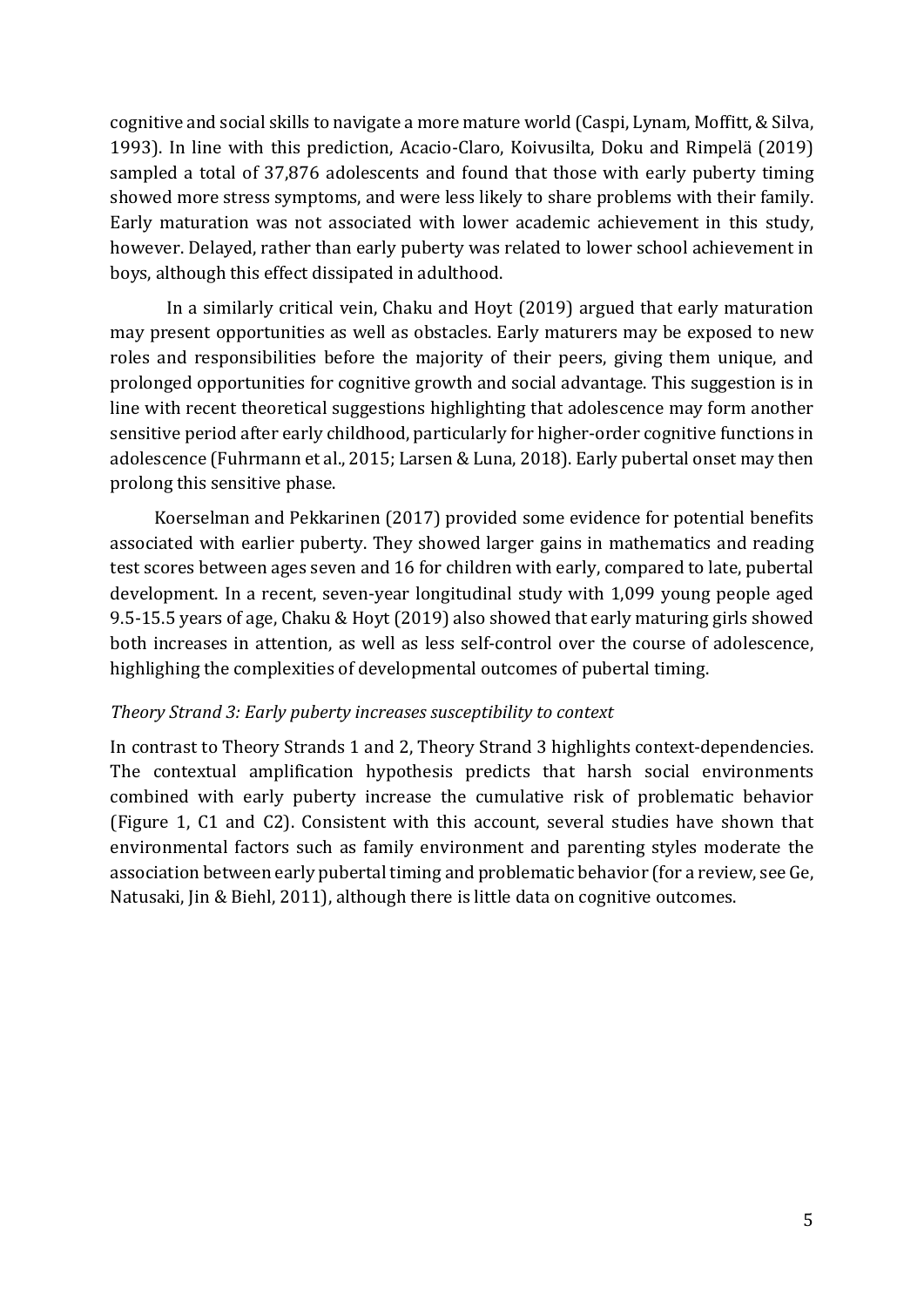cognitive and social skills to navigate a more mature world (Caspi, Lynam, Moffitt, & Silva, 1993). In line with this prediction, Acacio-Claro, Koivusilta, Doku and Rimpelä (2019) sampled a total of 37,876 adolescents and found that those with early puberty timing showed more stress symptoms, and were less likely to share problems with their family. Early maturation was not associated with lower academic achievement in this study, however. Delayed, rather than early puberty was related to lower school achievement in boys, although this effect dissipated in adulthood.

In a similarly critical vein, Chaku and Hoyt (2019) argued that early maturation may present opportunities as well as obstacles. Early maturers may be exposed to new roles and responsibilities before the majority of their peers, giving them unique, and prolonged opportunities for cognitive growth and social advantage. This suggestion is in line with recent theoretical suggestions highlighting that adolescence may form another sensitive period after early childhood, particularly for higher-order cognitive functions in adolescence (Fuhrmann et al., 2015; Larsen & Luna, 2018). Early pubertal onset may then prolong this sensitive phase.

Koerselman and Pekkarinen (2017) provided some evidence for potential benefits associated with earlier puberty. They showed larger gains in mathematics and reading test scores between ages seven and 16 for children with early, compared to late, pubertal development. In a recent, seven-year longitudinal study with 1,099 young people aged 9.5-15.5 years of age, Chaku & Hoyt (2019) also showed that early maturing girls showed both increases in attention, as well as less self-control over the course of adolescence, highlighing the complexities of developmental outcomes of pubertal timing.

*Theory Strand 3: Early puberty increases susceptibility to context*

In contrast to Theory Strands 1 and 2, Theory Strand 3 highlights context-dependencies. The contextual amplification hypothesis predicts that harsh social environments combined with early puberty increase the cumulative risk of problematic behavior (Figure 1, C1 and C2). Consistent with this account, several studies have shown that environmental factors such as family environment and parenting styles moderate the association between early pubertal timing and problematic behavior (for a review, see Ge, Natusaki, Jin & Biehl, 2011), although there is little data on cognitive outcomes.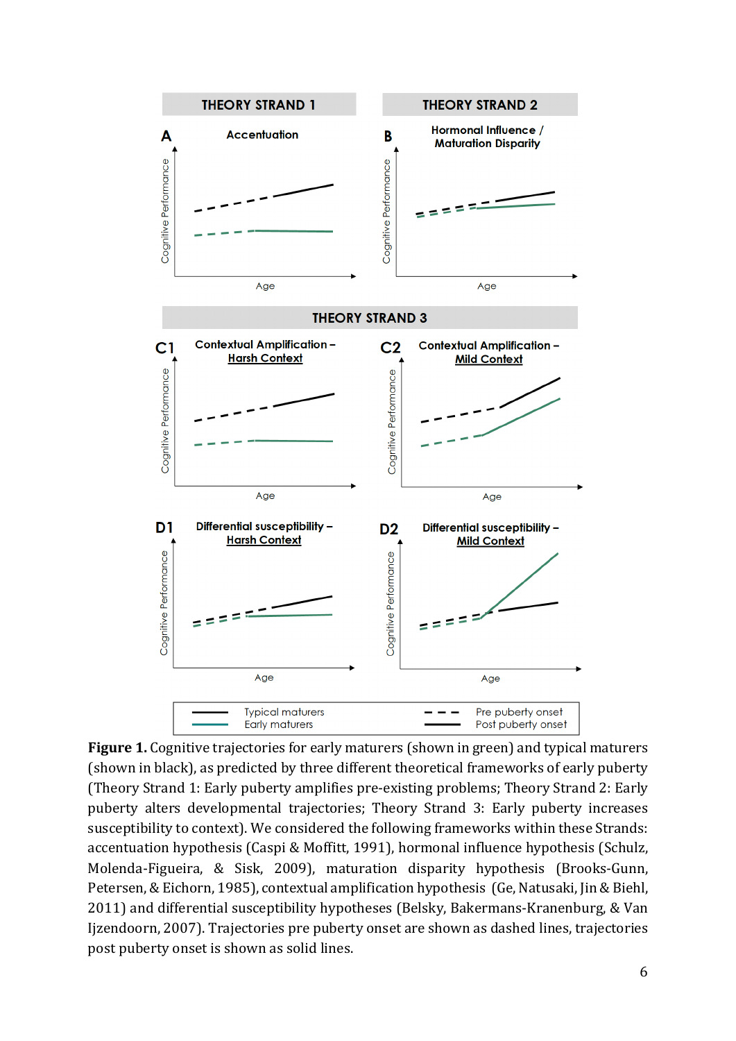**Figure 1.** Cognitive trajectories for early maturers (shown in green) and typical maturers (shown in black), as predicted by three different theoretical frameworks of early puberty (Theory Strand 1: Early puberty amplifies pre-existing problems; Theory Strand 2: Early puberty alters developmental trajectories; Theory Strand 3: Early puberty increases susceptibility to context). We considered the following frameworks within these Strands: accentuation hypothesis (Caspi & Moffitt, 1991), hormonal influence hypothesis (Schulz, Molenda-Figueira, & Sisk, 2009), maturation disparity hypothesis (Brooks-Gunn, Petersen, & Eichorn, 1985), contextual amplification hypothesis (Ge, Natusaki, Jin & Biehl, 2011) and differential susceptibility hypotheses (Belsky, Bakermans-Kranenburg, & Van Ijzendoorn, 2007). Trajectories pre puberty onset are shown as dashed lines, trajectories post puberty onset is shown as solid lines.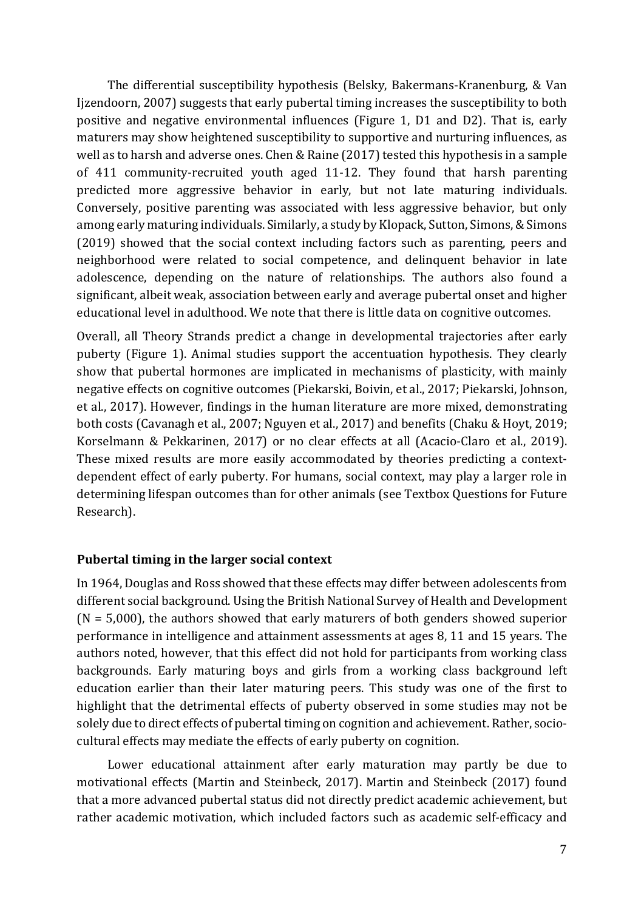The differential susceptibility hypothesis (Belsky, Bakermans-Kranenburg, & Van Ijzendoorn, 2007) suggests that early pubertal timing increases the susceptibility to both positive and negative environmental influences (Figure 1, D1 and D2). That is, early maturers may show heightened susceptibility to supportive and nurturing influences, as well as to harsh and adverse ones. Chen & Raine (2017) tested this hypothesis in a sample of 411 community-recruited youth aged 11-12. They found that harsh parenting predicted more aggressive behavior in early, but not late maturing individuals. Conversely, positive parenting was associated with less aggressive behavior, but only among early maturing individuals. Similarly, a study by Klopack, Sutton, Simons, & Simons (2019) showed that the social context including factors such as parenting, peers and neighborhood were related to social competence, and delinquent behavior in late adolescence, depending on the nature of relationships. The authors also found a significant, albeit weak, association between early and average pubertal onset and higher educational level in adulthood. We note that there is little data on cognitive outcomes.

Overall, all Theory Strands predict a change in developmental trajectories after early puberty (Figure 1). Animal studies support the accentuation hypothesis. They clearly show that pubertal hormones are implicated in mechanisms of plasticity, with mainly negative effects on cognitive outcomes (Piekarski, Boivin, et al., 2017; Piekarski, Johnson, et al., 2017). However, findings in the human literature are more mixed, demonstrating both costs (Cavanagh et al., 2007; Nguyen et al., 2017) and benefits (Chaku & Hoyt, 2019; Korselmann & Pekkarinen, 2017) or no clear effects at all (Acacio-Claro et al., 2019). These mixed results are more easily accommodated by theories predicting a context-dependent effect of early puberty. For humans, social context, may play a larger role in determining lifespan outcomes than for other animals (see Textbox Questions for Future Research).

## Pubertal timing in the larger social context

In 1964, Douglas and Ross showed that these effects may differ between adolescents from different social background. Using the British National Survey of Health and Development (N = 5,000), the authors showed that early maturers of both genders showed superior performance in intelligence and attainment assessments at ages 8, 11 and 15 years. The authors noted, however, that this effect did not hold for participants from working class backgrounds. Early maturing boys and girls from a working class background left education earlier than their later maturing peers. This study was one of the first to highlight that the detrimental effects of puberty observed in some studies may not be solely due to direct effects of pubertal timing on cognition and achievement. Rather, socio-cultural effects may mediate the effects of early puberty on cognition.

Lower educational attainment after early maturation may partly be due to motivational effects (Martin and Steinbeck, 2017). Martin and Steinbeck (2017) found that a more advanced pubertal status did not directly predict academic achievement, but rather academic motivation, which included factors such as academic self-efficacy and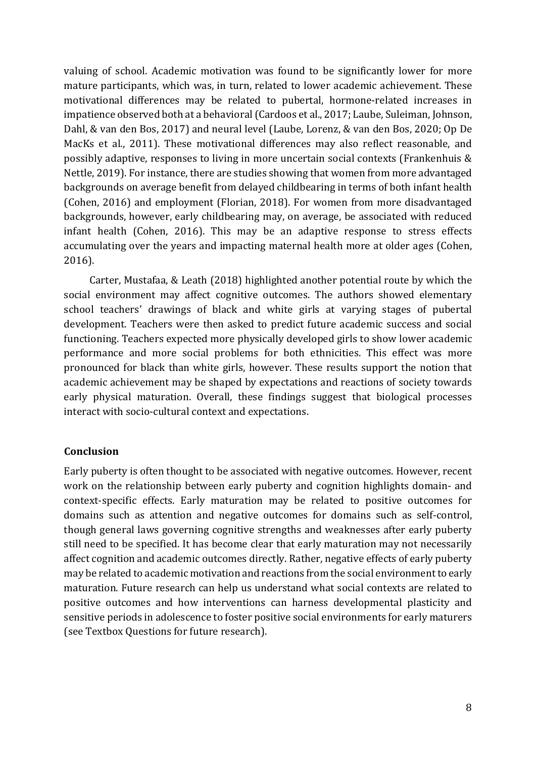valuing of school. Academic motivation was found to be significantly lower for more mature participants, which was, in turn, related to lower academic achievement. These motivational differences may be related to pubertal, hormone-related increases in impatience observed both at a behavioral (Cardoos et al., 2017; Laube, Suleiman, Johnson, Dahl, & van den Bos, 2017) and neural level (Laube, Lorenz, & van den Bos, 2020; Op De MacKs et al., 2011). These motivational differences may also reflect reasonable, and possibly adaptive, responses to living in more uncertain social contexts (Frankenhuis & Nettle, 2019). For instance, there are studies showing that women from more advantaged backgrounds on average benefit from delayed childbearing in terms of both infant health (Cohen, 2016) and employment (Florian, 2018). For women from more disadvantaged backgrounds, however, early childbearing may, on average, be associated with reduced infant health (Cohen, 2016). This may be an adaptive response to stress effects accumulating over the years and impacting maternal health more at older ages (Cohen, 2016).

Carter, Mustafaa, & Leath (2018) highlighted another potential route by which the social environment may affect cognitive outcomes. The authors showed elementary school teachers' drawings of black and white girls at varying stages of pubertal development. Teachers were then asked to predict future academic success and social functioning. Teachers expected more physically developed girls to show lower academic performance and more social problems for both ethnicities. This effect was more pronounced for black than white girls, however. These results support the notion that academic achievement may be shaped by expectations and reactions of society towards early physical maturation. Overall, these findings suggest that biological processes interact with socio-cultural context and expectations.

## Conclusion

Early puberty is often thought to be associated with negative outcomes. However, recent work on the relationship between early puberty and cognition highlights domain- and context-specific effects. Early maturation may be related to positive outcomes for domains such as attention and negative outcomes for domains such as self-control, though general laws governing cognitive strengths and weaknesses after early puberty still need to be specified. It has become clear that early maturation may not necessarily affect cognition and academic outcomes directly. Rather, negative effects of early puberty may be related to academic motivation and reactions from the social environment to early maturation. Future research can help us understand what social contexts are related to positive outcomes and how interventions can harness developmental plasticity and sensitive periods in adolescence to foster positive social environments for early maturers (see Textbox Questions for future research).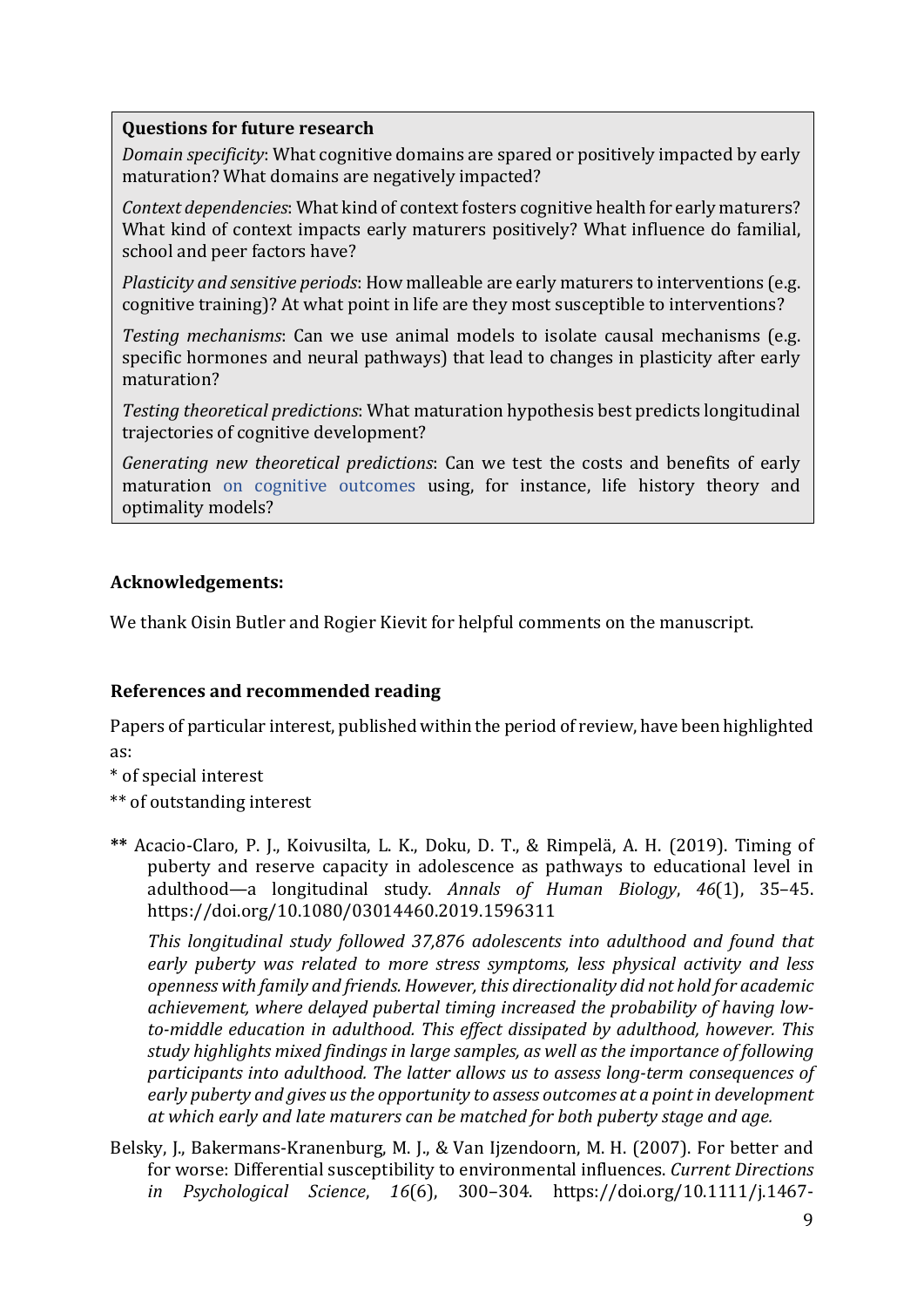**Questions for future research**

*Domain specificity*: What cognitive domains are spared or positively impacted by early maturation? What domains are negatively impacted?

*Context dependencies*: What kind of context fosters cognitive health for early maturers? What kind of context impacts early maturers positively? What influence do familial, school and peer factors have?

*Plasticity and sensitive periods*: How malleable are early maturers to interventions (e.g. cognitive training)? At what point in life are they most susceptible to interventions?

*Testing mechanisms*: Can we use animal models to isolate causal mechanisms (e.g. specific hormones and neural pathways) that lead to changes in plasticity after early maturation?

*Testing theoretical predictions*: What maturation hypothesis best predicts longitudinal trajectories of cognitive development?

*Generating new theoretical predictions*: Can we test the costs and benefits of early maturation on cognitive outcomes using, for instance, life history theory and optimality models?

## Acknowledgements:

We thank Oisin Butler and Rogier Kievit for helpful comments on the manuscript.

## References and recommended reading

Papers of particular interest, published within the period of review, have been highlighted as:

\* of special interest

** of outstanding interest

**\*\*** Acacio-Claro, P. J., Koivusilta, L. K., Doku, D. T., & Rimpelä, A. H. (2019). Timing of puberty and reserve capacity in adolescence as pathways to educational level in adulthood—a longitudinal study. *Annals of Human Biology*, *46*(1), 35–45. https://doi.org/10.1080/03014460.2019.1596311

*This longitudinal study followed 37,876 adolescents into adulthood and found that early puberty was related to more stress symptoms, less physical activity and less openness with family and friends. However, this directionality did not hold for academic achievement, where delayed pubertal timing increased the probability of having low-to-middle education in adulthood. This effect dissipated by adulthood, however. This study highlights mixed findings in large samples, as well as the importance of following participants into adulthood. The latter allows us to assess long-term consequences of early puberty and gives us the opportunity to assess outcomes at a point in development at which early and late maturers can be matched for both puberty stage and age.*

Belsky, J., Bakermans-Kranenburg, M. J., & Van Ijzendoorn, M. H. (2007). For better and for worse: Differential susceptibility to environmental influences. *Current Directions in Psychological Science*, *16*(6), 300–304. https://doi.org/10.1111/j.1467-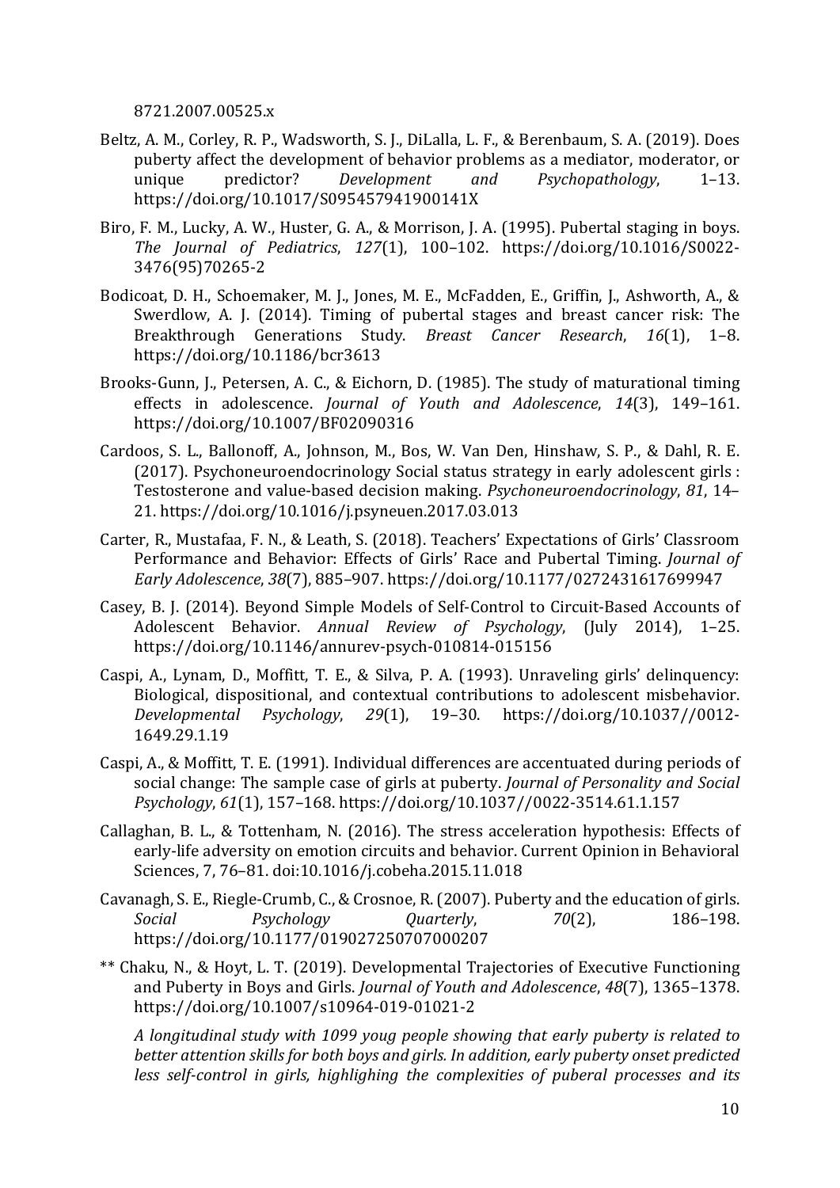8721.2007.00525.x

Beltz, A. M., Corley, R. P., Wadsworth, S. J., DiLalla, L. F., & Berenbaum, S. A. (2019). Does puberty affect the development of behavior problems as a mediator, moderator, or unique predictor? *Development and Psychopathology*, 1–13. https://doi.org/10.1017/S095457941900141X

Biro, F. M., Lucky, A. W., Huster, G. A., & Morrison, J. A. (1995). Pubertal staging in boys. *The Journal of Pediatrics*, *127*(1), 100–102. https://doi.org/10.1016/S0022-3476(95)70265-2

Bodicoat, D. H., Schoemaker, M. J., Jones, M. E., McFadden, E., Griffin, J., Ashworth, A., & Swerdlow, A. J. (2014). Timing of pubertal stages and breast cancer risk: The Breakthrough Generations Study. *Breast Cancer Research*, *16*(1), 1–8. https://doi.org/10.1186/bcr3613

Brooks-Gunn, J., Petersen, A. C., & Eichorn, D. (1985). The study of maturational timing effects in adolescence. *Journal of Youth and Adolescence*, *14*(3), 149–161. https://doi.org/10.1007/BF02090316

Cardoos, S. L., Ballonoff, A., Johnson, M., Bos, W. Van Den, Hinshaw, S. P., & Dahl, R. E. (2017). Psychoneuroendocrinology Social status strategy in early adolescent girls : Testosterone and value-based decision making. *Psychoneuroendocrinology*, *81*, 14–21. https://doi.org/10.1016/j.psyneuen.2017.03.013

Carter, R., Mustafaa, F. N., & Leath, S. (2018). Teachers' Expectations of Girls' Classroom Performance and Behavior: Effects of Girls' Race and Pubertal Timing. *Journal of Early Adolescence*, *38*(7), 885–907. https://doi.org/10.1177/0272431617699947

Casey, B. J. (2014). Beyond Simple Models of Self-Control to Circuit-Based Accounts of Adolescent Behavior. *Annual Review of Psychology*, (July 2014), 1–25. https://doi.org/10.1146/annurev-psych-010814-015156

Caspi, A., Lynam, D., Moffitt, T. E., & Silva, P. A. (1993). Unraveling girls' delinquency: Biological, dispositional, and contextual contributions to adolescent misbehavior. *Developmental Psychology*, *29*(1), 19–30. https://doi.org/10.1037//0012-1649.29.1.19

Caspi, A., & Moffitt, T. E. (1991). Individual differences are accentuated during periods of social change: The sample case of girls at puberty. *Journal of Personality and Social Psychology*, *61*(1), 157–168. https://doi.org/10.1037//0022-3514.61.1.157

Callaghan, B. L., & Tottenham, N. (2016). The stress acceleration hypothesis: Effects of early-life adversity on emotion circuits and behavior. Current Opinion in Behavioral Sciences, 7, 76–81. doi:10.1016/j.cobeha.2015.11.018

Cavanagh, S. E., Riegle-Crumb, C., & Crosnoe, R. (2007). Puberty and the education of girls. *Social Psychology Quarterly*, *70*(2), 186–198. https://doi.org/10.1177/019027250707000207

** Chaku, N., & Hoyt, L. T. (2019). Developmental Trajectories of Executive Functioning and Puberty in Boys and Girls. *Journal of Youth and Adolescence*, *48*(7), 1365–1378. https://doi.org/10.1007/s10964-019-01021-2

*A longitudinal study with 1099 youg people showing that early puberty is related to better attention skills for both boys and girls. In addition, early puberty onset predicted less self-control in girls, highlighing the complexities of puberal processes and its*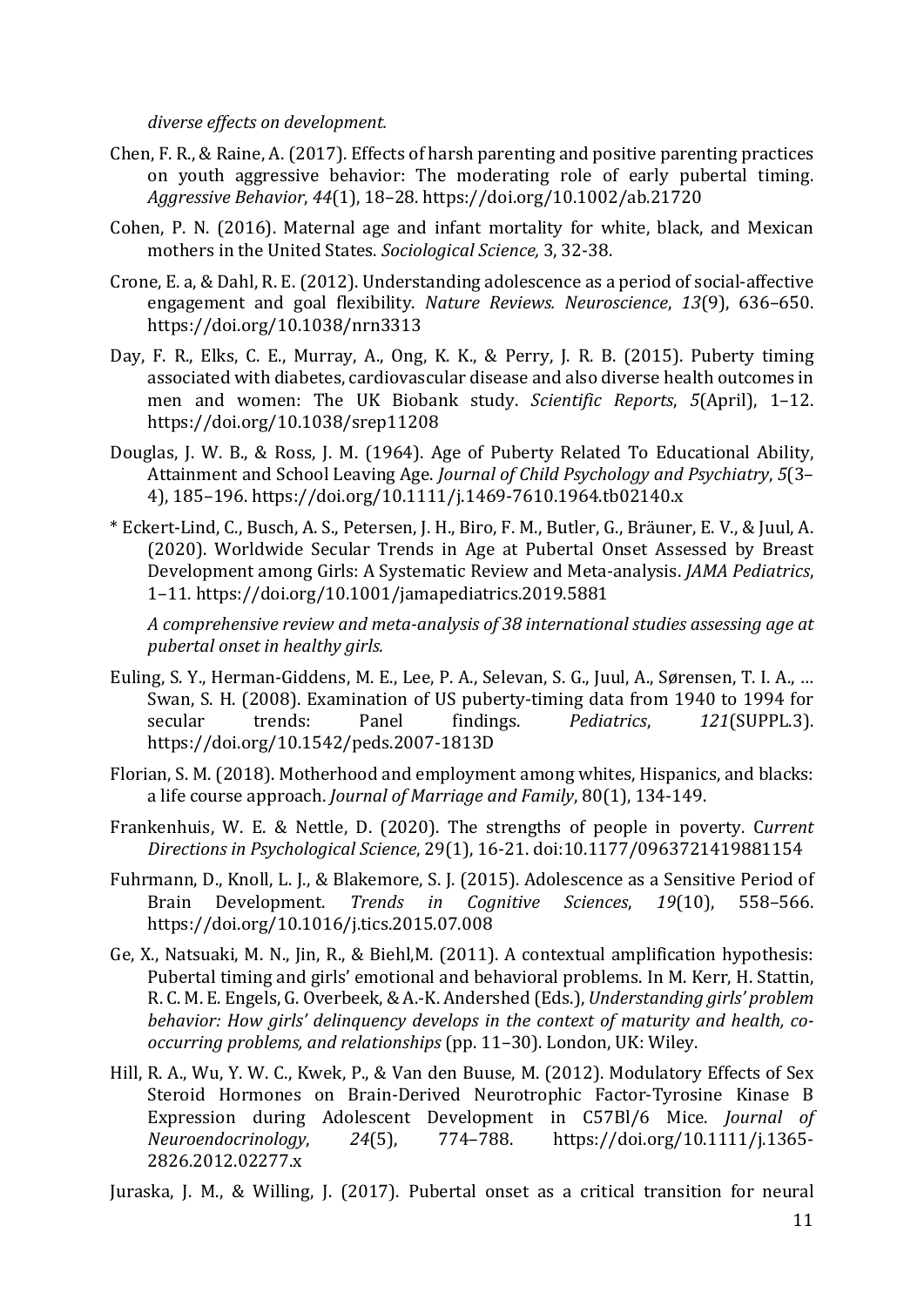*diverse effects on development.*

Chen, F. R., & Raine, A. (2017). Effects of harsh parenting and positive parenting practices on youth aggressive behavior: The moderating role of early pubertal timing. *Aggressive Behavior*, *44*(1), 18–28. https://doi.org/10.1002/ab.21720

Cohen, P. N. (2016). Maternal age and infant mortality for white, black, and Mexican mothers in the United States. *Sociological Science,* 3, 32-38.

Crone, E. a, & Dahl, R. E. (2012). Understanding adolescence as a period of social-affective engagement and goal flexibility. *Nature Reviews. Neuroscience*, *13*(9), 636–650. https://doi.org/10.1038/nrn3313

Day, F. R., Elks, C. E., Murray, A., Ong, K. K., & Perry, J. R. B. (2015). Puberty timing associated with diabetes, cardiovascular disease and also diverse health outcomes in men and women: The UK Biobank study. *Scientific Reports*, *5*(April), 1–12. https://doi.org/10.1038/srep11208

Douglas, J. W. B., & Ross, J. M. (1964). Age of Puberty Related To Educational Ability, Attainment and School Leaving Age. *Journal of Child Psychology and Psychiatry*, *5*(3–4), 185–196. https://doi.org/10.1111/j.1469-7610.1964.tb02140.x

\* Eckert-Lind, C., Busch, A. S., Petersen, J. H., Biro, F. M., Butler, G., Bräuner, E. V., & Juul, A. (2020). Worldwide Secular Trends in Age at Pubertal Onset Assessed by Breast Development among Girls: A Systematic Review and Meta-analysis. *JAMA Pediatrics*, 1–11. https://doi.org/10.1001/jamapediatrics.2019.5881

*A comprehensive review and meta-analysis of 38 international studies assessing age at pubertal onset in healthy girls.*

Euling, S. Y., Herman-Giddens, M. E., Lee, P. A., Selevan, S. G., Juul, A., Sørensen, T. I. A., … Swan, S. H. (2008). Examination of US puberty-timing data from 1940 to 1994 for secular trends: Panel findings. *Pediatrics*, *121*(SUPPL.3). https://doi.org/10.1542/peds.2007-1813D

Florian, S. M. (2018). Motherhood and employment among whites, Hispanics, and blacks: a life course approach. *Journal of Marriage and Family*, 80(1), 134-149.

Frankenhuis, W. E. & Nettle, D. (2020). The strengths of people in poverty. *Current Directions in Psychological Science*, 29(1), 16-21. doi:10.1177/0963721419881154

Fuhrmann, D., Knoll, L. J., & Blakemore, S. J. (2015). Adolescence as a Sensitive Period of Brain Development. *Trends in Cognitive Sciences*, *19*(10), 558–566. https://doi.org/10.1016/j.tics.2015.07.008

Ge, X., Natsuaki, M. N., Jin, R., & Biehl,M. (2011). A contextual amplification hypothesis: Pubertal timing and girls' emotional and behavioral problems. In M. Kerr, H. Stattin, R. C. M. E. Engels, G. Overbeek, & A.-K. Andershed (Eds.), *Understanding girls' problem behavior: How girls' delinquency develops in the context of maturity and health, co-occurring problems, and relationships* (pp. 11–30). London, UK: Wiley.

Hill, R. A., Wu, Y. W. C., Kwek, P., & Van den Buuse, M. (2012). Modulatory Effects of Sex Steroid Hormones on Brain-Derived Neurotrophic Factor-Tyrosine Kinase B Expression during Adolescent Development in C57Bl/6 Mice. *Journal of Neuroendocrinology*, *24*(5), 774–788. https://doi.org/10.1111/j.1365-2826.2012.02277.x

Juraska, J. M., & Willing, J. (2017). Pubertal onset as a critical transition for neural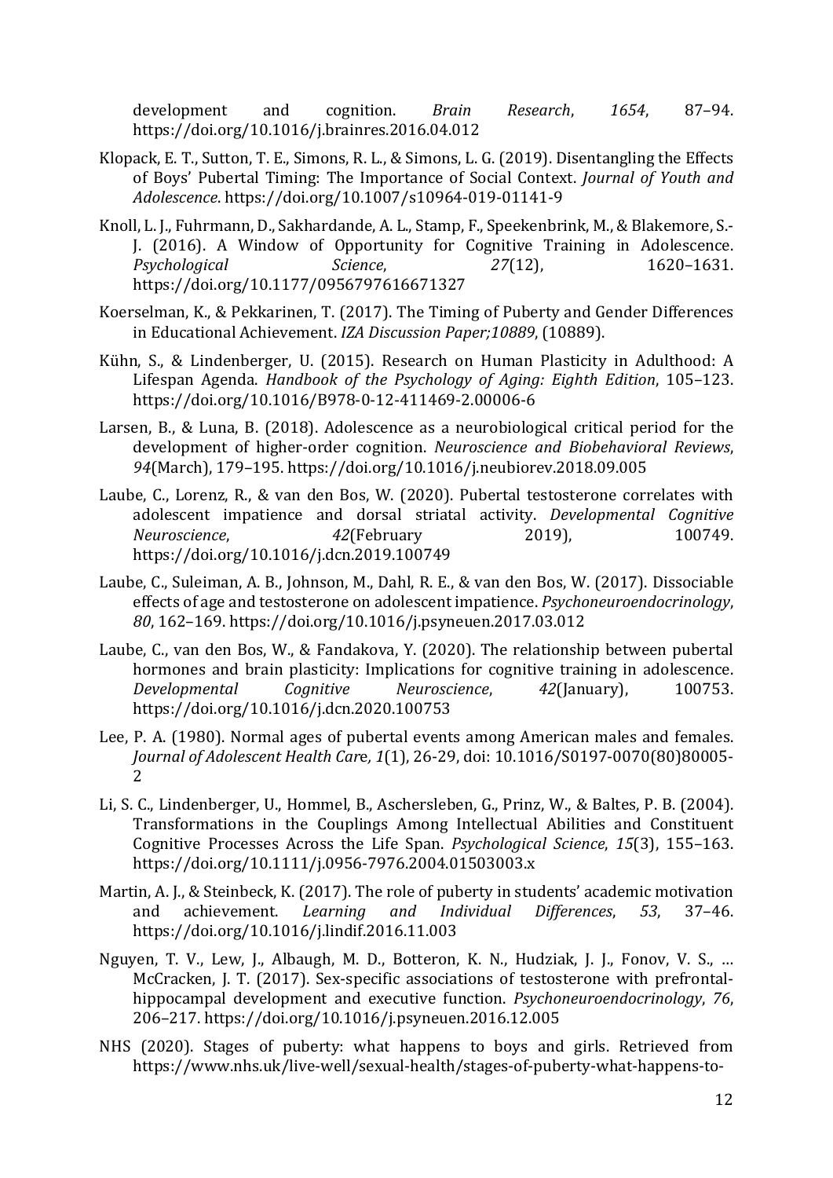development and cognition. *Brain Research*, *1654*, 87–94. https://doi.org/10.1016/j.brainres.2016.04.012

Klopack, E. T., Sutton, T. E., Simons, R. L., & Simons, L. G. (2019). Disentangling the Effects of Boys' Pubertal Timing: The Importance of Social Context. *Journal of Youth and Adolescence*. https://doi.org/10.1007/s10964-019-01141-9

Knoll, L. J., Fuhrmann, D., Sakhardande, A. L., Stamp, F., Speekenbrink, M., & Blakemore, S.-J. (2016). A Window of Opportunity for Cognitive Training in Adolescence. *Psychological Science*, *27*(12), 1620–1631. https://doi.org/10.1177/0956797616671327

Koerselman, K., & Pekkarinen, T. (2017). The Timing of Puberty and Gender Differences in Educational Achievement. *IZA Discussion Paper;10889*, (10889).

Kühn, S., & Lindenberger, U. (2015). Research on Human Plasticity in Adulthood: A Lifespan Agenda. *Handbook of the Psychology of Aging: Eighth Edition*, 105–123. https://doi.org/10.1016/B978-0-12-411469-2.00006-6

Larsen, B., & Luna, B. (2018). Adolescence as a neurobiological critical period for the development of higher-order cognition. *Neuroscience and Biobehavioral Reviews*, *94*(March), 179–195. https://doi.org/10.1016/j.neubiorev.2018.09.005

Laube, C., Lorenz, R., & van den Bos, W. (2020). Pubertal testosterone correlates with adolescent impatience and dorsal striatal activity. *Developmental Cognitive Neuroscience*, *42*(February 2019), 100749. https://doi.org/10.1016/j.dcn.2019.100749

Laube, C., Suleiman, A. B., Johnson, M., Dahl, R. E., & van den Bos, W. (2017). Dissociable effects of age and testosterone on adolescent impatience. *Psychoneuroendocrinology*, *80*, 162–169. https://doi.org/10.1016/j.psyneuen.2017.03.012

Laube, C., van den Bos, W., & Fandakova, Y. (2020). The relationship between pubertal hormones and brain plasticity: Implications for cognitive training in adolescence. *Developmental Cognitive Neuroscience*, *42*(January), 100753. https://doi.org/10.1016/j.dcn.2020.100753

Lee, P. A. (1980). Normal ages of pubertal events among American males and females. *Journal of Adolescent Health Care, 1*(1), 26-29, doi: 10.1016/S0197-0070(80)80005-2

Li, S. C., Lindenberger, U., Hommel, B., Aschersleben, G., Prinz, W., & Baltes, P. B. (2004). Transformations in the Couplings Among Intellectual Abilities and Constituent Cognitive Processes Across the Life Span. *Psychological Science*, *15*(3), 155–163. https://doi.org/10.1111/j.0956-7976.2004.01503003.x

Martin, A. J., & Steinbeck, K. (2017). The role of puberty in students' academic motivation and achievement. *Learning and Individual Differences*, *53*, 37–46. https://doi.org/10.1016/j.lindif.2016.11.003

Nguyen, T. V., Lew, J., Albaugh, M. D., Botteron, K. N., Hudziak, J. J., Fonov, V. S., … McCracken, J. T. (2017). Sex-specific associations of testosterone with prefrontal-hippocampal development and executive function. *Psychoneuroendocrinology*, *76*, 206–217. https://doi.org/10.1016/j.psyneuen.2016.12.005

NHS (2020). Stages of puberty: what happens to boys and girls. Retrieved from https://www.nhs.uk/live-well/sexual-health/stages-of-puberty-what-happens-to-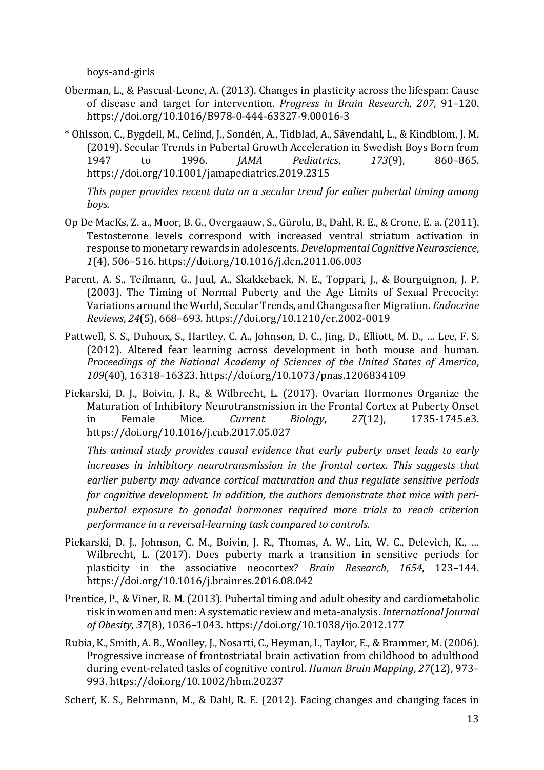boys-and-girls

Oberman, L., & Pascual-Leone, A. (2013). Changes in plasticity across the lifespan: Cause of disease and target for intervention. *Progress in Brain Research*, *207*, 91–120. https://doi.org/10.1016/B978-0-444-63327-9.00016-3

* Ohlsson, C., Bygdell, M., Celind, J., Sondén, A., Tidblad, A., Sävendahl, L., & Kindblom, J. M. (2019). Secular Trends in Pubertal Growth Acceleration in Swedish Boys Born from 1947 to 1996. *JAMA Pediatrics*, *173*(9), 860–865. https://doi.org/10.1001/jamapediatrics.2019.2315

  *This paper provides recent data on a secular trend for ealier pubertal timing among boys.*

Op De MacKs, Z. a., Moor, B. G., Overgaauw, S., Gürolu, B., Dahl, R. E., & Crone, E. a. (2011). Testosterone levels correspond with increased ventral striatum activation in response to monetary rewards in adolescents. *Developmental Cognitive Neuroscience*, *1*(4), 506–516. https://doi.org/10.1016/j.dcn.2011.06.003

Parent, A. S., Teilmann, G., Juul, A., Skakkebaek, N. E., Toppari, J., & Bourguignon, J. P. (2003). The Timing of Normal Puberty and the Age Limits of Sexual Precocity: Variations around the World, Secular Trends, and Changes after Migration. *Endocrine Reviews*, *24*(5), 668–693. https://doi.org/10.1210/er.2002-0019

Pattwell, S. S., Duhoux, S., Hartley, C. A., Johnson, D. C., Jing, D., Elliott, M. D., … Lee, F. S. (2012). Altered fear learning across development in both mouse and human. *Proceedings of the National Academy of Sciences of the United States of America*, *109*(40), 16318–16323. https://doi.org/10.1073/pnas.1206834109

Piekarski, D. J., Boivin, J. R., & Wilbrecht, L. (2017). Ovarian Hormones Organize the Maturation of Inhibitory Neurotransmission in the Frontal Cortex at Puberty Onset in Female Mice. *Current Biology*, *27*(12), 1735-1745.e3. https://doi.org/10.1016/j.cub.2017.05.027

  *This animal study provides causal evidence that early puberty onset leads to early increases in inhibitory neurotransmission in the frontal cortex. This suggests that earlier puberty may advance cortical maturation and thus regulate sensitive periods for cognitive development. In addition, the authors demonstrate that mice with peri-pubertal exposure to gonadal hormones required more trials to reach criterion performance in a reversal-learning task compared to controls.*

Piekarski, D. J., Johnson, C. M., Boivin, J. R., Thomas, A. W., Lin, W. C., Delevich, K., … Wilbrecht, L. (2017). Does puberty mark a transition in sensitive periods for plasticity in the associative neocortex? *Brain Research*, *1654*, 123–144. https://doi.org/10.1016/j.brainres.2016.08.042

Prentice, P., & Viner, R. M. (2013). Pubertal timing and adult obesity and cardiometabolic risk in women and men: A systematic review and meta-analysis. *International Journal of Obesity*, *37*(8), 1036–1043. https://doi.org/10.1038/ijo.2012.177

Rubia, K., Smith, A. B., Woolley, J., Nosarti, C., Heyman, I., Taylor, E., & Brammer, M. (2006). Progressive increase of frontostriatal brain activation from childhood to adulthood during event-related tasks of cognitive control. *Human Brain Mapping*, *27*(12), 973–993. https://doi.org/10.1002/hbm.20237

Scherf, K. S., Behrmann, M., & Dahl, R. E. (2012). Facing changes and changing faces in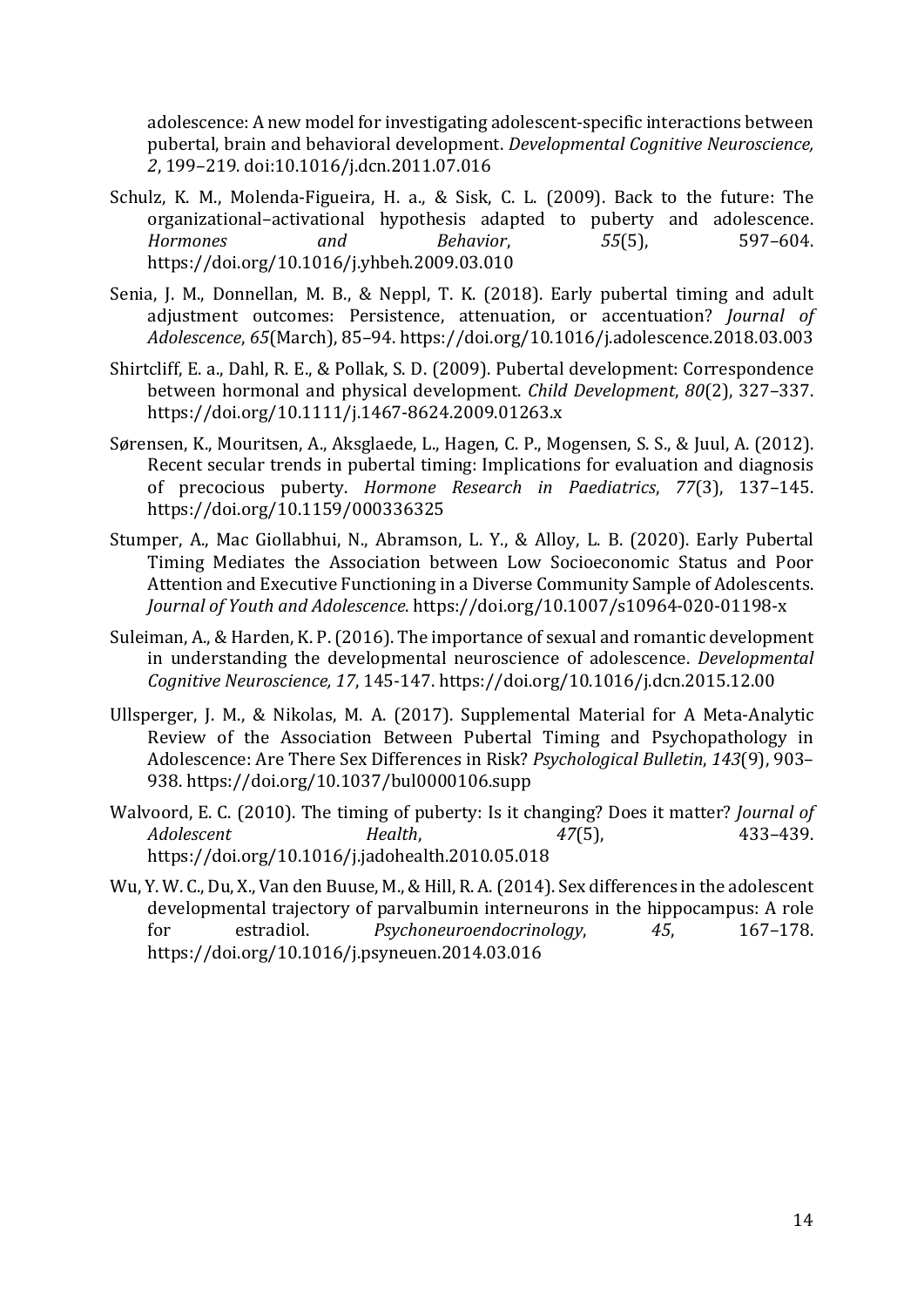adolescence: A new model for investigating adolescent-specific interactions between pubertal, brain and behavioral development. *Developmental Cognitive Neuroscience, 2*, 199–219. doi:10.1016/j.dcn.2011.07.016

Schulz, K. M., Molenda-Figueira, H. a., & Sisk, C. L. (2009). Back to the future: The organizational–activational hypothesis adapted to puberty and adolescence. *Hormones and Behavior*, *55*(5), 597–604. https://doi.org/10.1016/j.yhbeh.2009.03.010

Senia, J. M., Donnellan, M. B., & Neppl, T. K. (2018). Early pubertal timing and adult adjustment outcomes: Persistence, attenuation, or accentuation? *Journal of Adolescence*, *65*(March), 85–94. https://doi.org/10.1016/j.adolescence.2018.03.003

Shirtcliff, E. a., Dahl, R. E., & Pollak, S. D. (2009). Pubertal development: Correspondence between hormonal and physical development. *Child Development*, *80*(2), 327–337. https://doi.org/10.1111/j.1467-8624.2009.01263.x

Sørensen, K., Mouritsen, A., Aksglaede, L., Hagen, C. P., Mogensen, S. S., & Juul, A. (2012). Recent secular trends in pubertal timing: Implications for evaluation and diagnosis of precocious puberty. *Hormone Research in Paediatrics*, *77*(3), 137–145. https://doi.org/10.1159/000336325

Stumper, A., Mac Giollabhui, N., Abramson, L. Y., & Alloy, L. B. (2020). Early Pubertal Timing Mediates the Association between Low Socioeconomic Status and Poor Attention and Executive Functioning in a Diverse Community Sample of Adolescents. *Journal of Youth and Adolescence*. https://doi.org/10.1007/s10964-020-01198-x

Suleiman, A., & Harden, K. P. (2016). The importance of sexual and romantic development in understanding the developmental neuroscience of adolescence. *Developmental Cognitive Neuroscience, 17*, 145-147. https://doi.org/10.1016/j.dcn.2015.12.00

Ullsperger, J. M., & Nikolas, M. A. (2017). Supplemental Material for A Meta-Analytic Review of the Association Between Pubertal Timing and Psychopathology in Adolescence: Are There Sex Differences in Risk? *Psychological Bulletin*, *143*(9), 903–938. https://doi.org/10.1037/bul0000106.supp

Walvoord, E. C. (2010). The timing of puberty: Is it changing? Does it matter? *Journal of Adolescent Health*, *47*(5), 433–439. https://doi.org/10.1016/j.jadohealth.2010.05.018

Wu, Y. W. C., Du, X., Van den Buuse, M., & Hill, R. A. (2014). Sex differences in the adolescent developmental trajectory of parvalbumin interneurons in the hippocampus: A role for estradiol. *Psychoneuroendocrinology*, *45*, 167–178. https://doi.org/10.1016/j.psyneuen.2014.03.016